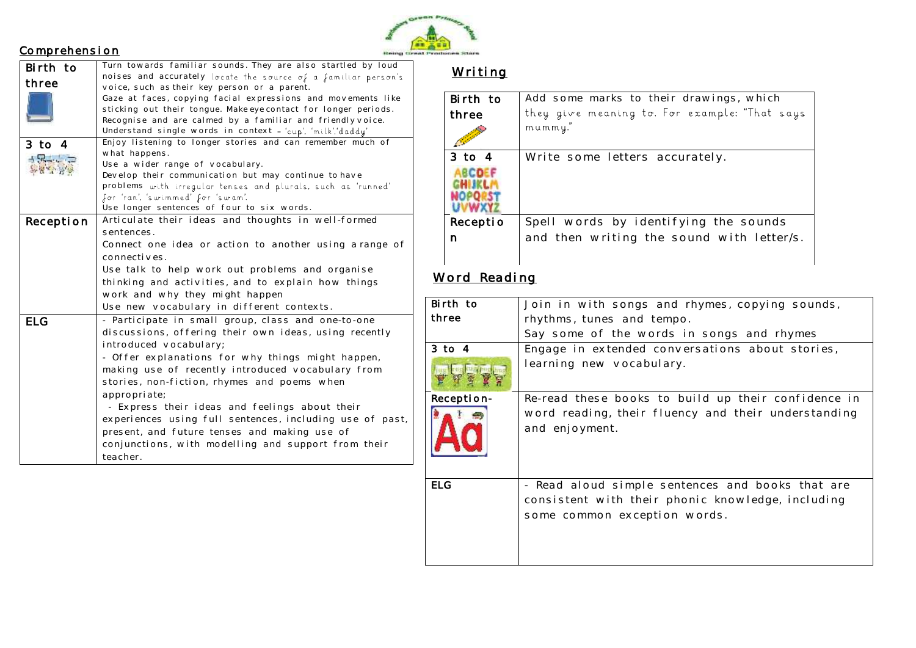## Comprehension

| Birth to three | Turn towards familiar sounds. They are also startled by loud noises and accurately locate the source of a familiar person's voice, such as their key person or a parent. Gaze at faces, copying facial expressions and movements like sticking out their tongue. Make eye contact for longer periods. Recognise and are calmed by a familiar and friendly voice. Understand single words in context – 'cup', 'milk','daddy' |
|---|---|
| 3 to 4 | Enjoy listening to longer stories and can remember much of what happens. Use a wider range of vocabulary. Develop their communication but may continue to have problems with irregular tenses and plurals, such as 'runned' for 'ran', 'swimmed' for 'swam'. Use longer sentences of four to six words. |
| Reception | Articulate their ideas and thoughts in well-formed sentences. Connect one idea or action to another using a range of connectives. Use talk to help work out problems and organise thinking and activities, and to explain how things work and why they might happen. Use new vocabulary in different contexts. |
| ELG | - Participate in small group, class and one-to-one discussions, offering their own ideas, using recently introduced vocabulary; - Offer explanations for why things might happen, making use of recently introduced vocabulary from stories, non-fiction, rhymes and poems when appropriate; - Express their ideas and feelings about their experiences using full sentences, including use of past, present, and future tenses and making use of conjunctions, with modelling and support from their teacher. |

## Writing

| Birth to three | Add some marks to their drawings, which they give meaning to. For example: "That says mummy." |
|---|---|
| 3 to 4 | Write some letters accurately. |
| Reception | Spell words by identifying the sounds and then writing the sound with letter/s. |

## Word Reading

| Birth to three | Join in with songs and rhymes, copying sounds, rhythms, tunes and tempo. Say some of the words in songs and rhymes |
|---|---|
| 3 to 4 | Engage in extended conversations about stories, learning new vocabulary. |
| Reception- | Re-read these books to build up their confidence in word reading, their fluency and their understanding and enjoyment. |
| ELG | - Read aloud simple sentences and books that are consistent with their phonic knowledge, including some common exception words. |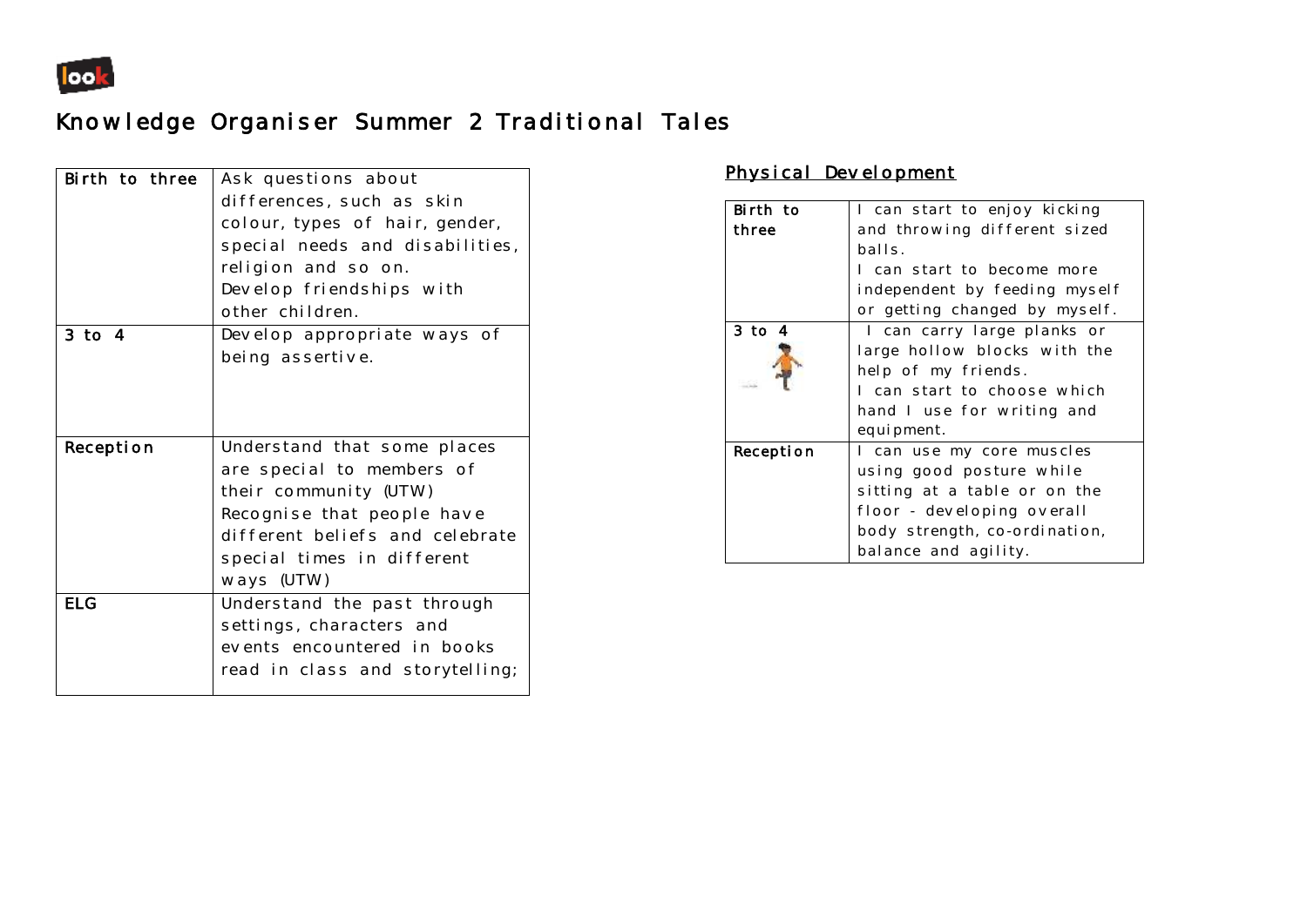# Knowledge Organiser Summer 2 Traditional Tales

| | |
|---|---|
| Birth to three | Ask questions about differences, such as skin colour, types of hair, gender, special needs and disabilities, religion and so on.<br>Develop friendships with other children. |
| 3 to 4 | Develop appropriate ways of being assertive. |
| Reception | Understand that some places are special to members of their community (UTW)<br>Recognise that people have different beliefs and celebrate special times in different ways (UTW) |
| ELG | Understand the past through settings, characters and events encountered in books read in class and storytelling; |

## Physical Development

| | |
|---|---|
| Birth to three | I can start to enjoy kicking and throwing different sized balls.<br>I can start to become more independent by feeding myself or getting changed by myself. |
| 3 to 4 | I can carry large planks or large hollow blocks with the help of my friends.<br>I can start to choose which hand I use for writing and equipment. |
| Reception | I can use my core muscles using good posture while sitting at a table or on the floor - developing overall body strength, co-ordination, balance and agility. |